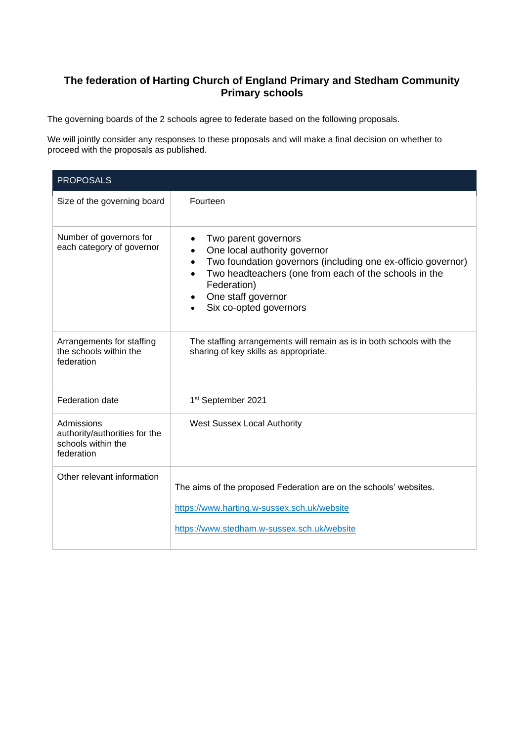# The federation of Harting Church of England Primary and Stedham Community Primary schools

The governing boards of the 2 schools agree to federate based on the following proposals.

We will jointly consider any responses to these proposals and will make a final decision on whether to proceed with the proposals as published.

| PROPOSALS | |
|---|---|
| Size of the governing board | Fourteen |
| Number of governors for each category of governor | • Two parent governors<br>• One local authority governor<br>• Two foundation governors (including one ex-officio governor)<br>• Two headteachers (one from each of the schools in the Federation)<br>• One staff governor<br>• Six co-opted governors |
| Arrangements for staffing the schools within the federation | The staffing arrangements will remain as is in both schools with the sharing of key skills as appropriate. |
| Federation date | 1st September 2021 |
| Admissions authority/authorities for the schools within the federation | West Sussex Local Authority |
| Other relevant information | The aims of the proposed Federation are on the schools' websites.<br>https://www.harting.w-sussex.sch.uk/website<br>https://www.stedham.w-sussex.sch.uk/website |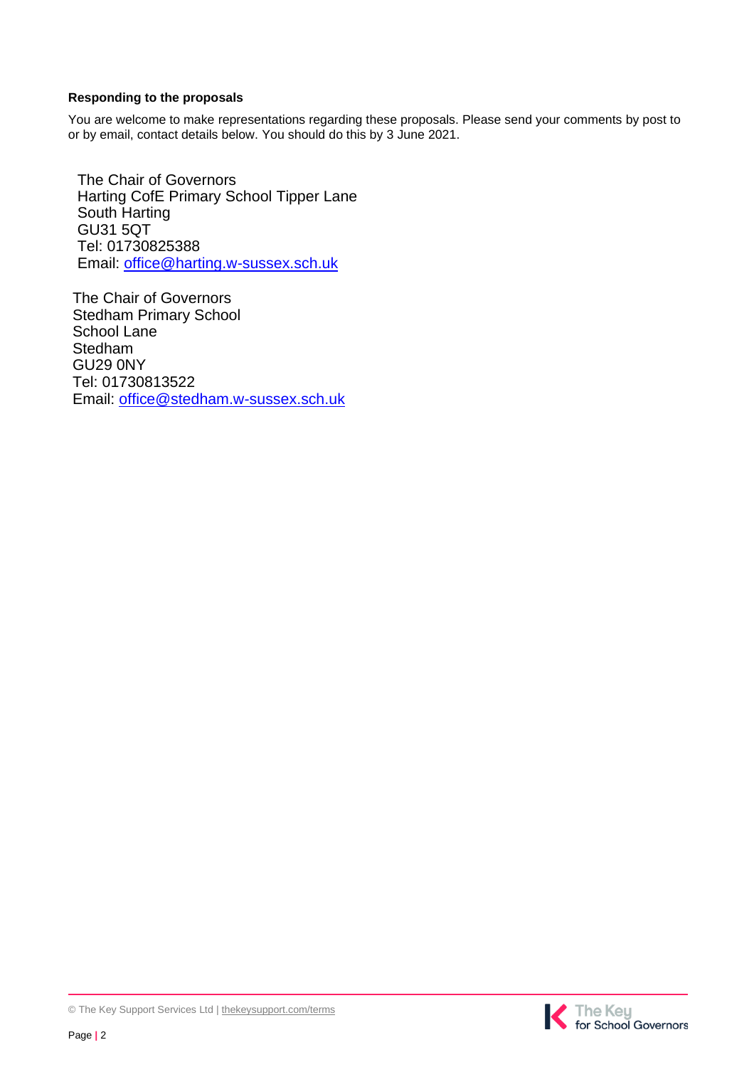**Responding to the proposals**

You are welcome to make representations regarding these proposals. Please send your comments by post to or by email, contact details below. You should do this by 3 June 2021.

The Chair of Governors
Harting CofE Primary School Tipper Lane
South Harting
GU31 5QT
Tel: 01730825388
Email: office@harting.w-sussex.sch.uk

The Chair of Governors
Stedham Primary School
School Lane
Stedham
GU29 0NY
Tel: 01730813522
Email: office@stedham.w-sussex.sch.uk